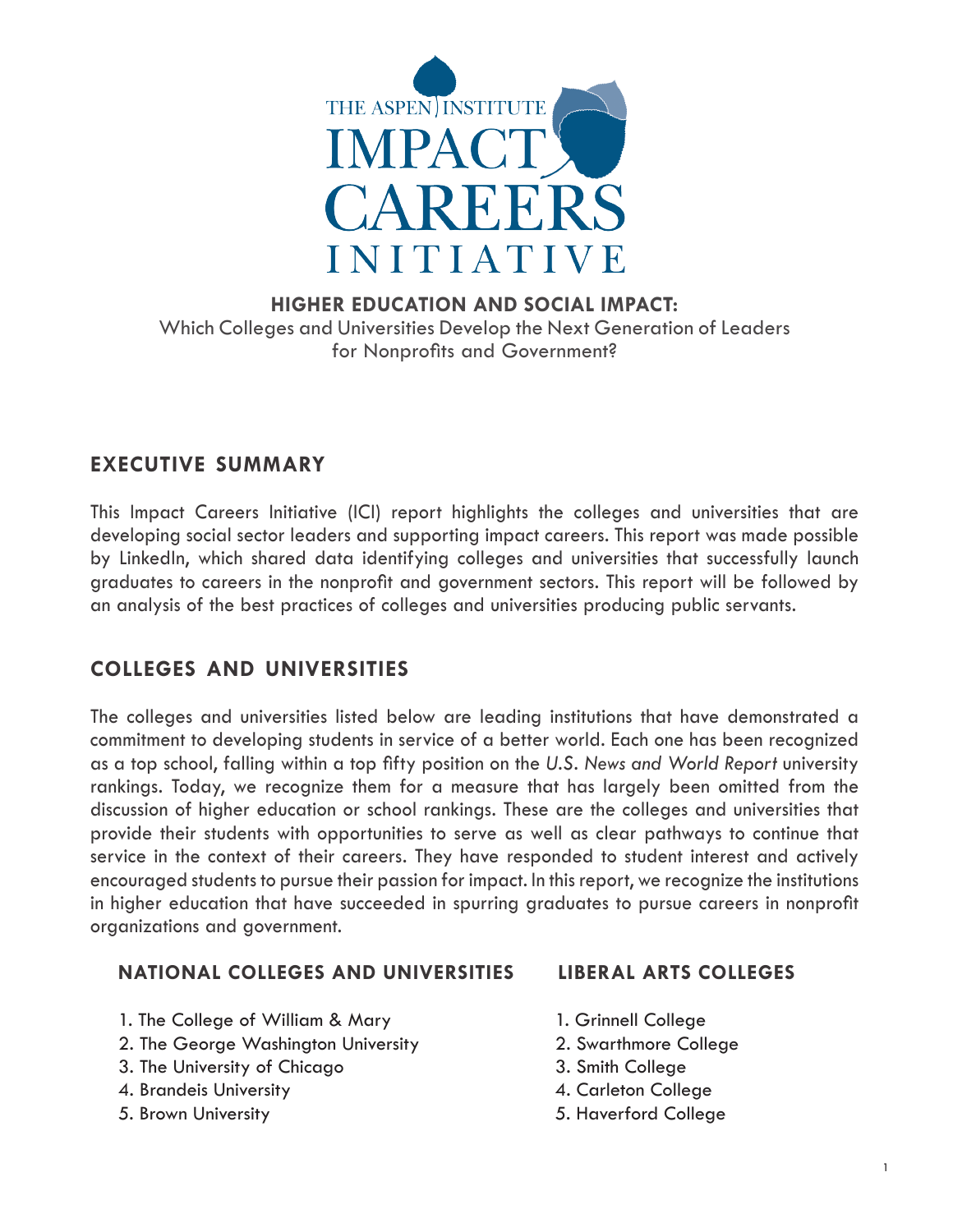THE ASPEN INSTITUTE
# IMPACT CAREERS INITIATIVE

**HIGHER EDUCATION AND SOCIAL IMPACT:**
Which Colleges and Universities Develop the Next Generation of Leaders for Nonprofits and Government?

## EXECUTIVE SUMMARY

This Impact Careers Initiative (ICI) report highlights the colleges and universities that are developing social sector leaders and supporting impact careers. This report was made possible by LinkedIn, which shared data identifying colleges and universities that successfully launch graduates to careers in the nonprofit and government sectors. This report will be followed by an analysis of the best practices of colleges and universities producing public servants.

## COLLEGES AND UNIVERSITIES

The colleges and universities listed below are leading institutions that have demonstrated a commitment to developing students in service of a better world. Each one has been recognized as a top school, falling within a top fifty position on the *U.S. News and World Report* university rankings. Today, we recognize them for a measure that has largely been omitted from the discussion of higher education or school rankings. These are the colleges and universities that provide their students with opportunities to serve as well as clear pathways to continue that service in the context of their careers. They have responded to student interest and actively encouraged students to pursue their passion for impact. In this report, we recognize the institutions in higher education that have succeeded in spurring graduates to pursue careers in nonprofit organizations and government.

### NATIONAL COLLEGES AND UNIVERSITIES

1. The College of William & Mary
2. The George Washington University
3. The University of Chicago
4. Brandeis University
5. Brown University

### LIBERAL ARTS COLLEGES

1. Grinnell College
2. Swarthmore College
3. Smith College
4. Carleton College
5. Haverford College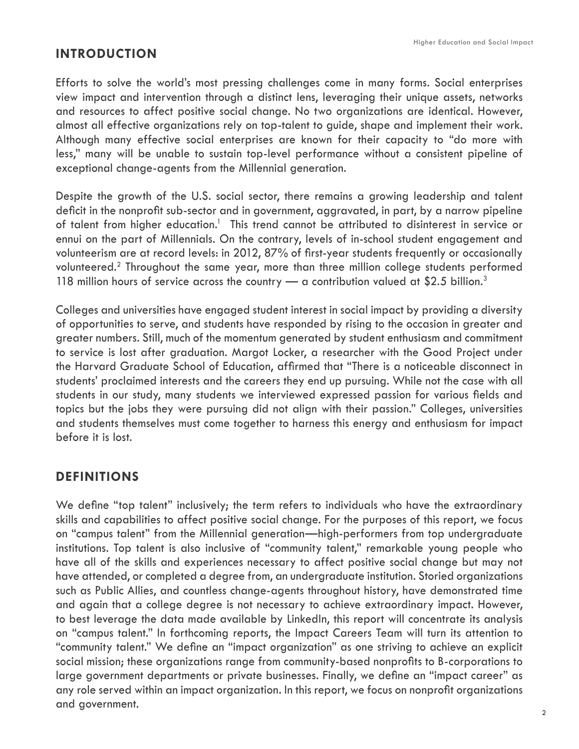## INTRODUCTION

Efforts to solve the world's most pressing challenges come in many forms. Social enterprises view impact and intervention through a distinct lens, leveraging their unique assets, networks and resources to affect positive social change. No two organizations are identical. However, almost all effective organizations rely on top-talent to guide, shape and implement their work. Although many effective social enterprises are known for their capacity to "do more with less," many will be unable to sustain top-level performance without a consistent pipeline of exceptional change-agents from the Millennial generation.

Despite the growth of the U.S. social sector, there remains a growing leadership and talent deficit in the nonprofit sub-sector and in government, aggravated, in part, by a narrow pipeline of talent from higher education.[1] This trend cannot be attributed to disinterest in service or ennui on the part of Millennials. On the contrary, levels of in-school student engagement and volunteerism are at record levels: in 2012, 87% of first-year students frequently or occasionally volunteered.[2] Throughout the same year, more than three million college students performed 118 million hours of service across the country — a contribution valued at $2.5 billion.[3]

Colleges and universities have engaged student interest in social impact by providing a diversity of opportunities to serve, and students have responded by rising to the occasion in greater and greater numbers. Still, much of the momentum generated by student enthusiasm and commitment to service is lost after graduation. Margot Locker, a researcher with the Good Project under the Harvard Graduate School of Education, affirmed that "There is a noticeable disconnect in students' proclaimed interests and the careers they end up pursuing. While not the case with all students in our study, many students we interviewed expressed passion for various fields and topics but the jobs they were pursuing did not align with their passion." Colleges, universities and students themselves must come together to harness this energy and enthusiasm for impact before it is lost.

## DEFINITIONS

We define "top talent" inclusively; the term refers to individuals who have the extraordinary skills and capabilities to affect positive social change. For the purposes of this report, we focus on "campus talent" from the Millennial generation—high-performers from top undergraduate institutions. Top talent is also inclusive of "community talent," remarkable young people who have all of the skills and experiences necessary to affect positive social change but may not have attended, or completed a degree from, an undergraduate institution. Storied organizations such as Public Allies, and countless change-agents throughout history, have demonstrated time and again that a college degree is not necessary to achieve extraordinary impact. However, to best leverage the data made available by LinkedIn, this report will concentrate its analysis on "campus talent." In forthcoming reports, the Impact Careers Team will turn its attention to "community talent." We define an "impact organization" as one striving to achieve an explicit social mission; these organizations range from community-based nonprofits to B-corporations to large government departments or private businesses. Finally, we define an "impact career" as any role served within an impact organization. In this report, we focus on nonprofit organizations and government.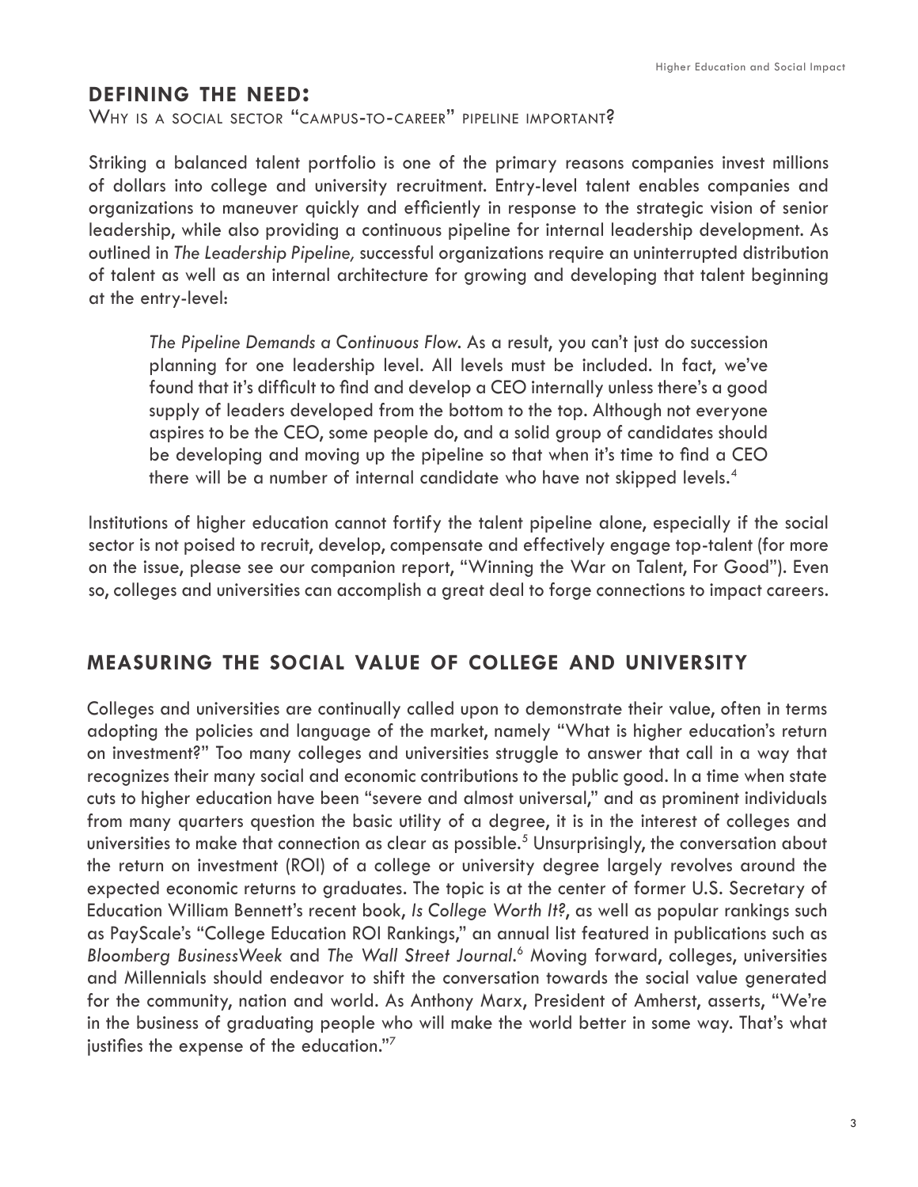## DEFINING THE NEED:

Why is a social sector "campus-to-career" pipeline important?

Striking a balanced talent portfolio is one of the primary reasons companies invest millions of dollars into college and university recruitment. Entry-level talent enables companies and organizations to maneuver quickly and efficiently in response to the strategic vision of senior leadership, while also providing a continuous pipeline for internal leadership development. As outlined in *The Leadership Pipeline,* successful organizations require an uninterrupted distribution of talent as well as an internal architecture for growing and developing that talent beginning at the entry-level:

> *The Pipeline Demands a Continuous Flow.* As a result, you can't just do succession planning for one leadership level. All levels must be included. In fact, we've found that it's difficult to find and develop a CEO internally unless there's a good supply of leaders developed from the bottom to the top. Although not everyone aspires to be the CEO, some people do, and a solid group of candidates should be developing and moving up the pipeline so that when it's time to find a CEO there will be a number of internal candidate who have not skipped levels.[4]

Institutions of higher education cannot fortify the talent pipeline alone, especially if the social sector is not poised to recruit, develop, compensate and effectively engage top-talent (for more on the issue, please see our companion report, "Winning the War on Talent, For Good"). Even so, colleges and universities can accomplish a great deal to forge connections to impact careers.

## MEASURING THE SOCIAL VALUE OF COLLEGE AND UNIVERSITY

Colleges and universities are continually called upon to demonstrate their value, often in terms adopting the policies and language of the market, namely "What is higher education's return on investment?" Too many colleges and universities struggle to answer that call in a way that recognizes their many social and economic contributions to the public good. In a time when state cuts to higher education have been "severe and almost universal," and as prominent individuals from many quarters question the basic utility of a degree, it is in the interest of colleges and universities to make that connection as clear as possible.[5] Unsurprisingly, the conversation about the return on investment (ROI) of a college or university degree largely revolves around the expected economic returns to graduates. The topic is at the center of former U.S. Secretary of Education William Bennett's recent book, *Is College Worth It?*, as well as popular rankings such as PayScale's "College Education ROI Rankings," an annual list featured in publications such as *Bloomberg BusinessWeek* and *The Wall Street Journal.*[6] Moving forward, colleges, universities and Millennials should endeavor to shift the conversation towards the social value generated for the community, nation and world. As Anthony Marx, President of Amherst, asserts, "We're in the business of graduating people who will make the world better in some way. That's what justifies the expense of the education."[7]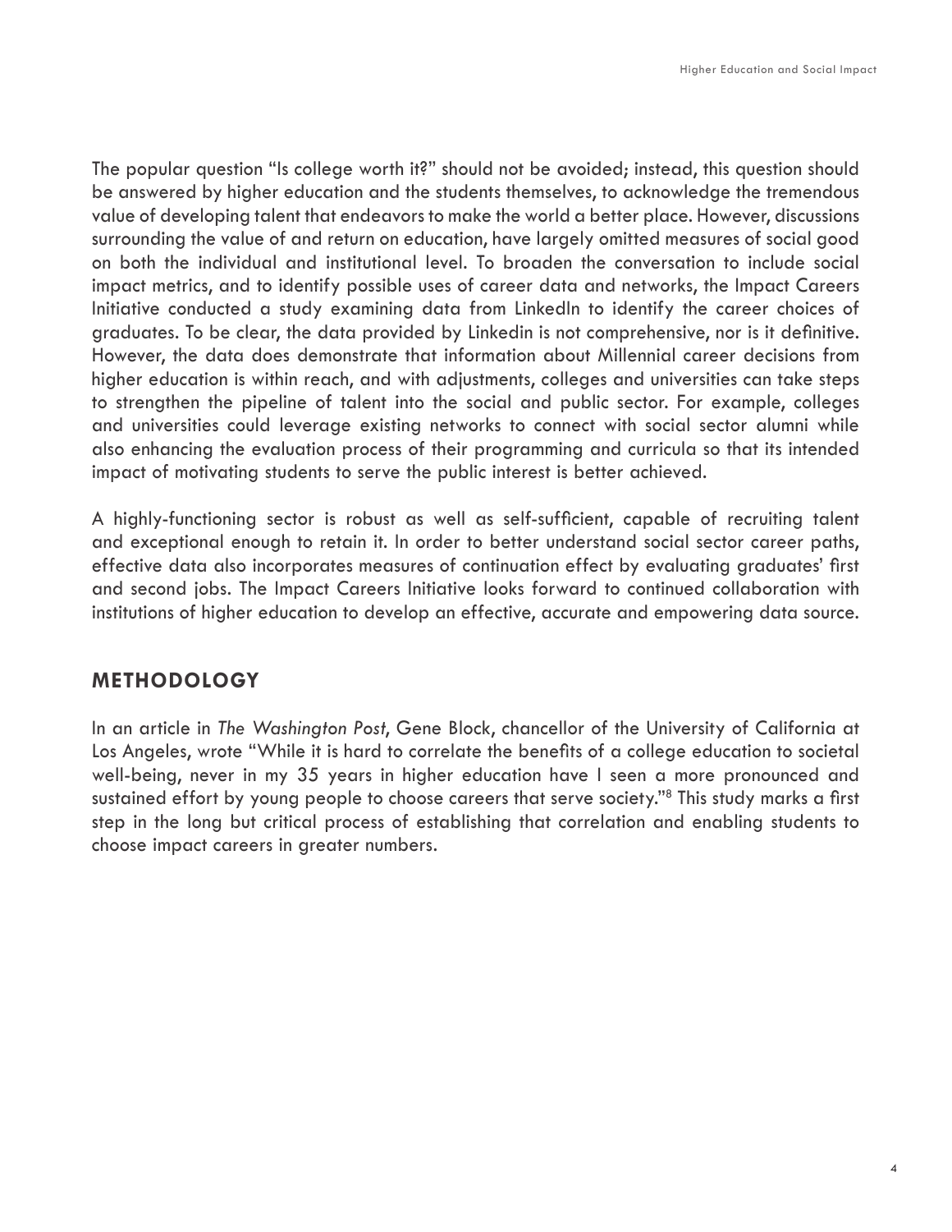The popular question "Is college worth it?" should not be avoided; instead, this question should be answered by higher education and the students themselves, to acknowledge the tremendous value of developing talent that endeavors to make the world a better place. However, discussions surrounding the value of and return on education, have largely omitted measures of social good on both the individual and institutional level. To broaden the conversation to include social impact metrics, and to identify possible uses of career data and networks, the Impact Careers Initiative conducted a study examining data from LinkedIn to identify the career choices of graduates. To be clear, the data provided by Linkedin is not comprehensive, nor is it definitive. However, the data does demonstrate that information about Millennial career decisions from higher education is within reach, and with adjustments, colleges and universities can take steps to strengthen the pipeline of talent into the social and public sector. For example, colleges and universities could leverage existing networks to connect with social sector alumni while also enhancing the evaluation process of their programming and curricula so that its intended impact of motivating students to serve the public interest is better achieved.

A highly-functioning sector is robust as well as self-sufficient, capable of recruiting talent and exceptional enough to retain it. In order to better understand social sector career paths, effective data also incorporates measures of continuation effect by evaluating graduates' first and second jobs. The Impact Careers Initiative looks forward to continued collaboration with institutions of higher education to develop an effective, accurate and empowering data source.

## METHODOLOGY

In an article in *The Washington Post*, Gene Block, chancellor of the University of California at Los Angeles, wrote "While it is hard to correlate the benefits of a college education to societal well-being, never in my 35 years in higher education have I seen a more pronounced and sustained effort by young people to choose careers that serve society."[8] This study marks a first step in the long but critical process of establishing that correlation and enabling students to choose impact careers in greater numbers.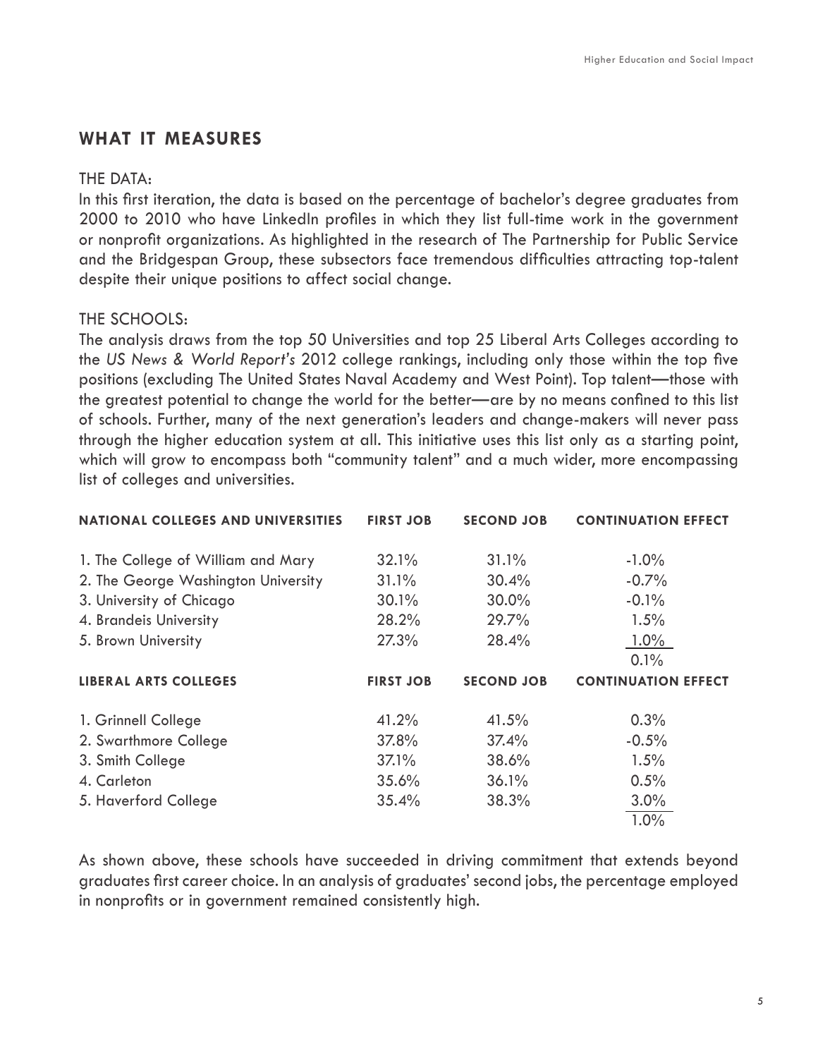## WHAT IT MEASURES

THE DATA:
In this first iteration, the data is based on the percentage of bachelor's degree graduates from 2000 to 2010 who have LinkedIn profiles in which they list full-time work in the government or nonprofit organizations. As highlighted in the research of The Partnership for Public Service and the Bridgespan Group, these subsectors face tremendous difficulties attracting top-talent despite their unique positions to affect social change.

THE SCHOOLS:
The analysis draws from the top 50 Universities and top 25 Liberal Arts Colleges according to the *US News & World Report's* 2012 college rankings, including only those within the top five positions (excluding The United States Naval Academy and West Point). Top talent—those with the greatest potential to change the world for the better—are by no means confined to this list of schools. Further, many of the next generation's leaders and change-makers will never pass through the higher education system at all. This initiative uses this list only as a starting point, which will grow to encompass both "community talent" and a much wider, more encompassing list of colleges and universities.

| NATIONAL COLLEGES AND UNIVERSITIES | FIRST JOB | SECOND JOB | CONTINUATION EFFECT |
|---|---|---|---|
| 1. The College of William and Mary | 32.1% | 31.1% | -1.0% |
| 2. The George Washington University | 31.1% | 30.4% | -0.7% |
| 3. University of Chicago | 30.1% | 30.0% | -0.1% |
| 4. Brandeis University | 28.2% | 29.7% | 1.5% |
| 5. Brown University | 27.3% | 28.4% | 1.0% |
| | | | 0.1% |

| LIBERAL ARTS COLLEGES | FIRST JOB | SECOND JOB | CONTINUATION EFFECT |
|---|---|---|---|
| 1. Grinnell College | 41.2% | 41.5% | 0.3% |
| 2. Swarthmore College | 37.8% | 37.4% | -0.5% |
| 3. Smith College | 37.1% | 38.6% | 1.5% |
| 4. Carleton | 35.6% | 36.1% | 0.5% |
| 5. Haverford College | 35.4% | 38.3% | 3.0% |
| | | | 1.0% |

As shown above, these schools have succeeded in driving commitment that extends beyond graduates first career choice. In an analysis of graduates' second jobs, the percentage employed in nonprofits or in government remained consistently high.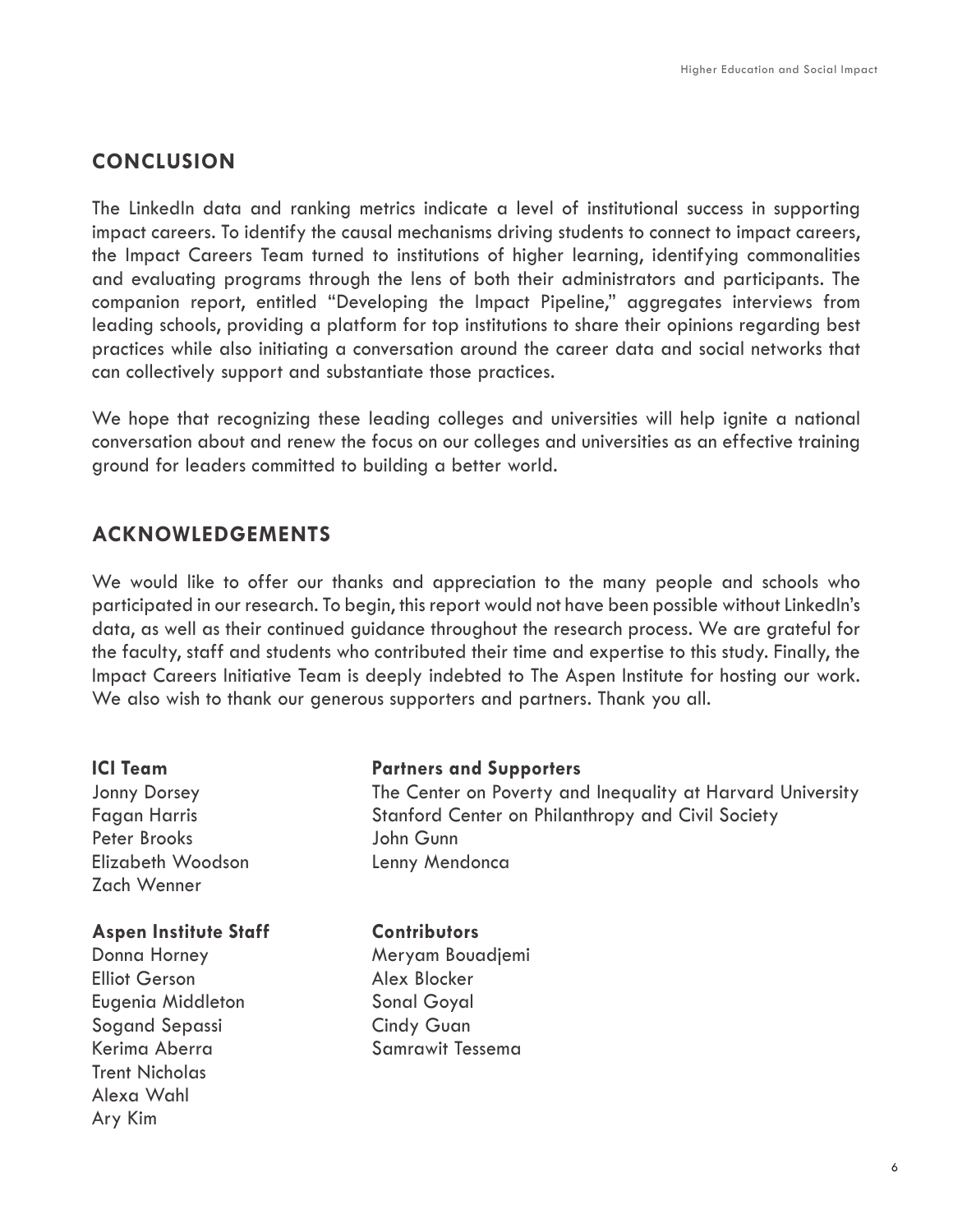## CONCLUSION

The LinkedIn data and ranking metrics indicate a level of institutional success in supporting impact careers. To identify the causal mechanisms driving students to connect to impact careers, the Impact Careers Team turned to institutions of higher learning, identifying commonalities and evaluating programs through the lens of both their administrators and participants. The companion report, entitled "Developing the Impact Pipeline," aggregates interviews from leading schools, providing a platform for top institutions to share their opinions regarding best practices while also initiating a conversation around the career data and social networks that can collectively support and substantiate those practices.

We hope that recognizing these leading colleges and universities will help ignite a national conversation about and renew the focus on our colleges and universities as an effective training ground for leaders committed to building a better world.

## ACKNOWLEDGEMENTS

We would like to offer our thanks and appreciation to the many people and schools who participated in our research. To begin, this report would not have been possible without LinkedIn's data, as well as their continued guidance throughout the research process. We are grateful for the faculty, staff and students who contributed their time and expertise to this study. Finally, the Impact Careers Initiative Team is deeply indebted to The Aspen Institute for hosting our work. We also wish to thank our generous supporters and partners. Thank you all.

**ICI Team**
Jonny Dorsey
Fagan Harris
Peter Brooks
Elizabeth Woodson
Zach Wenner

**Aspen Institute Staff**
Donna Horney
Elliot Gerson
Eugenia Middleton
Sogand Sepassi
Kerima Aberra
Trent Nicholas
Alexa Wahl
Ary Kim

**Partners and Supporters**
The Center on Poverty and Inequality at Harvard University
Stanford Center on Philanthropy and Civil Society
John Gunn
Lenny Mendonca

**Contributors**
Meryam Bouadjemi
Alex Blocker
Sonal Goyal
Cindy Guan
Samrawit Tessema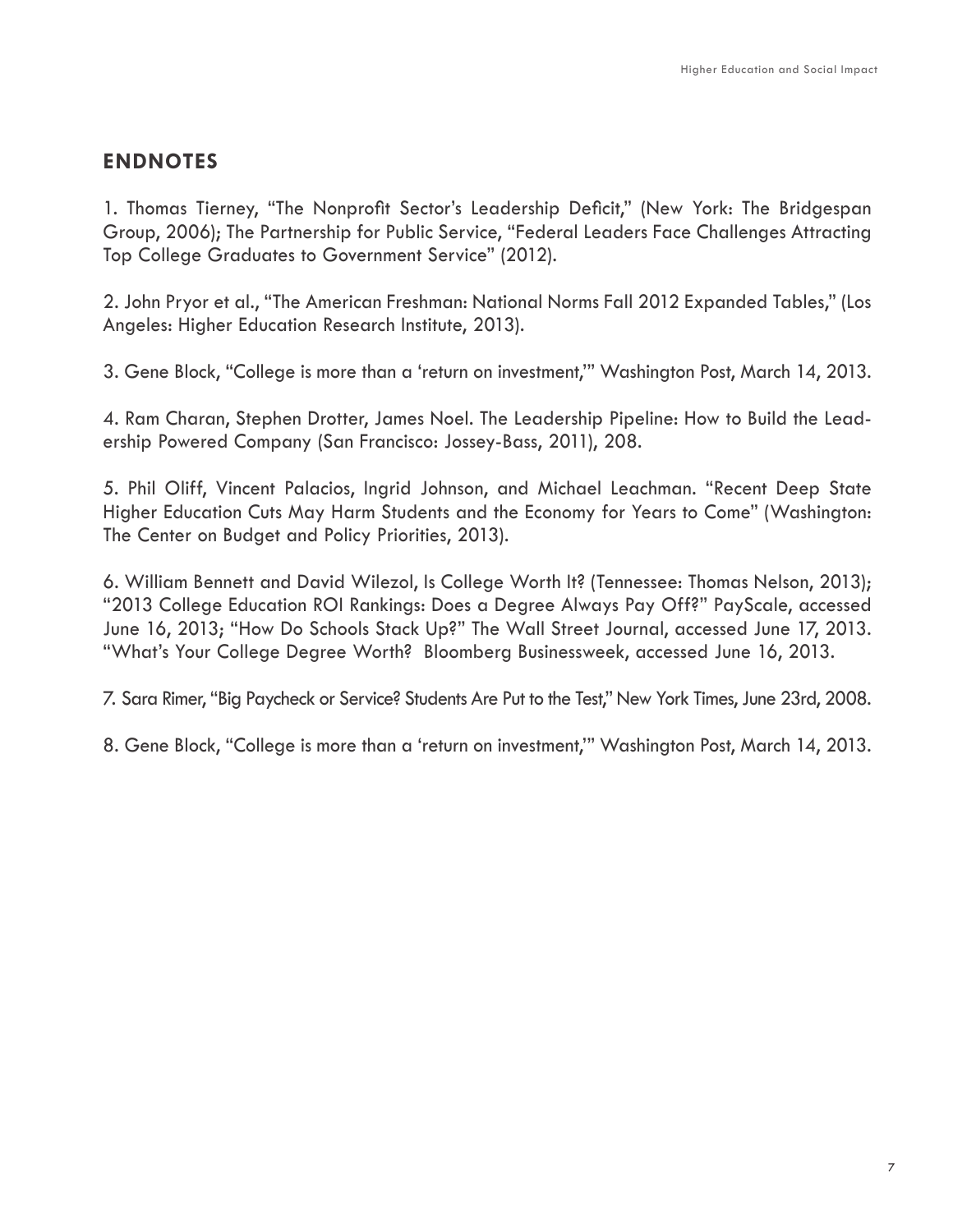## ENDNOTES

1. Thomas Tierney, "The Nonprofit Sector's Leadership Deficit," (New York: The Bridgespan Group, 2006); The Partnership for Public Service, "Federal Leaders Face Challenges Attracting Top College Graduates to Government Service" (2012).

2. John Pryor et al., "The American Freshman: National Norms Fall 2012 Expanded Tables," (Los Angeles: Higher Education Research Institute, 2013).

3. Gene Block, "College is more than a 'return on investment,'" Washington Post, March 14, 2013.

4. Ram Charan, Stephen Drotter, James Noel. The Leadership Pipeline: How to Build the Leadership Powered Company (San Francisco: Jossey-Bass, 2011), 208.

5. Phil Oliff, Vincent Palacios, Ingrid Johnson, and Michael Leachman. "Recent Deep State Higher Education Cuts May Harm Students and the Economy for Years to Come" (Washington: The Center on Budget and Policy Priorities, 2013).

6. William Bennett and David Wilezol, Is College Worth It? (Tennessee: Thomas Nelson, 2013); "2013 College Education ROI Rankings: Does a Degree Always Pay Off?" PayScale, accessed June 16, 2013; "How Do Schools Stack Up?" The Wall Street Journal, accessed June 17, 2013. "What's Your College Degree Worth? Bloomberg Businessweek, accessed June 16, 2013.

7. Sara Rimer, "Big Paycheck or Service? Students Are Put to the Test," New York Times, June 23rd, 2008.

8. Gene Block, "College is more than a 'return on investment,'" Washington Post, March 14, 2013.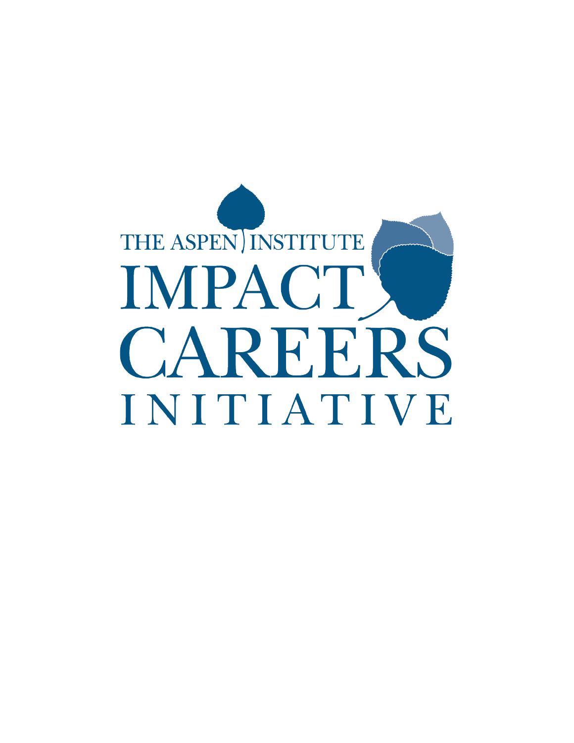THE ASPEN INSTITUTE

IMPACT CAREERS

INITIATIVE